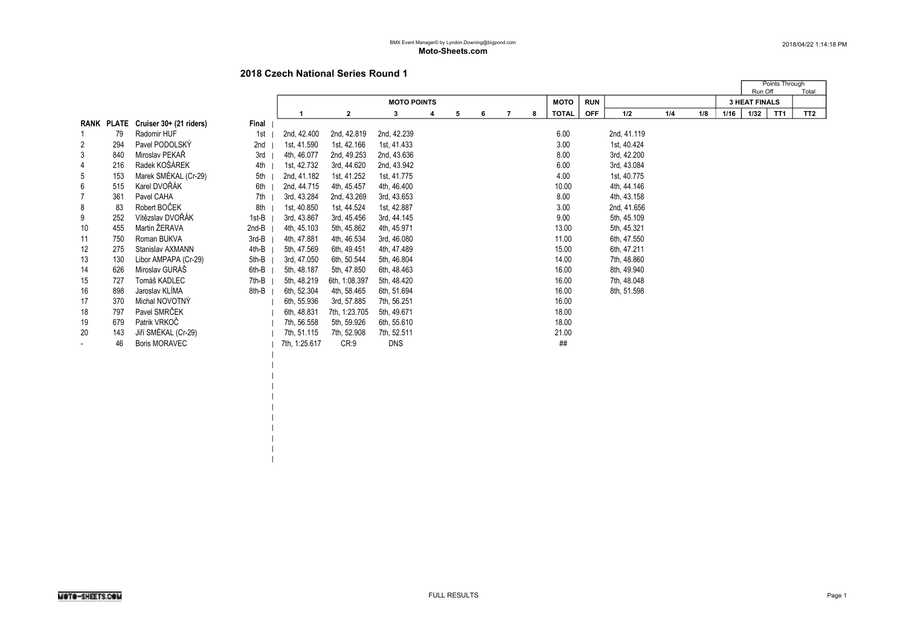BMX Event Manager© by Lyndon.Downing@bigpond.com

**Moto-Sheets.com**

2018/04/22 1:14:18 PM

## 2018 Czech National Series Round 1

| RANK | PLATE | Cruiser 30+ (21 riders) | Final | MOTO POINTS 1 | 2 | 3 | 4 | 5 | 6 | 7 | 8 | MOTO TOTAL | RUN OFF | 1/2 | 1/4 | 1/8 | 1/16 | 1/32 | TT1 | TT2 |
|---|---|---|---|---|---|---|---|---|---|---|---|---|---|---|---|---|---|---|---|---|
| 1 | 79 | Radomir HUF | 1st | 2nd, 42.400 | 2nd, 42.819 | 2nd, 42.239 | | | | | | 6.00 | | 2nd, 41.119 | | | | | | |
| 2 | 294 | Pavel PODOLSKÝ | 2nd | 1st, 41.590 | 1st, 42.166 | 1st, 41.433 | | | | | | 3.00 | | 1st, 40.424 | | | | | | |
| 3 | 840 | Miroslav PEKAŘ | 3rd | 4th, 46.077 | 2nd, 49.253 | 2nd, 43.636 | | | | | | 8.00 | | 3rd, 42.200 | | | | | | |
| 4 | 216 | Radek KOŠÁREK | 4th | 1st, 42.732 | 3rd, 44.620 | 2nd, 43.942 | | | | | | 6.00 | | 3rd, 43.084 | | | | | | |
| 5 | 153 | Marek SMÉKAL (Cr-29) | 5th | 2nd, 41.182 | 1st, 41.252 | 1st, 41.775 | | | | | | 4.00 | | 1st, 40.775 | | | | | | |
| 6 | 515 | Karel DVOŘÁK | 6th | 2nd, 44.715 | 4th, 45.457 | 4th, 46.400 | | | | | | 10.00 | | 4th, 44.146 | | | | | | |
| 7 | 361 | Pavel CAHA | 7th | 3rd, 43.284 | 2nd, 43.269 | 3rd, 43.653 | | | | | | 8.00 | | 4th, 43.158 | | | | | | |
| 8 | 83 | Robert BOČEK | 8th | 1st, 40.850 | 1st, 44.524 | 1st, 42.887 | | | | | | 3.00 | | 2nd, 41.656 | | | | | | |
| 9 | 252 | Vítězslav DVOŘÁK | 1st-B | 3rd, 43.867 | 3rd, 45.456 | 3rd, 44.145 | | | | | | 9.00 | | 5th, 45.109 | | | | | | |
| 10 | 455 | Martin ŽERAVA | 2nd-B | 4th, 45.103 | 5th, 45.862 | 4th, 45.971 | | | | | | 13.00 | | 5th, 45.321 | | | | | | |
| 11 | 750 | Roman BUKVA | 3rd-B | 4th, 47.881 | 4th, 46.534 | 3rd, 46.080 | | | | | | 11.00 | | 6th, 47.550 | | | | | | |
| 12 | 275 | Stanislav AXMANN | 4th-B | 5th, 47.569 | 6th, 49.451 | 4th, 47.489 | | | | | | 15.00 | | 6th, 47.211 | | | | | | |
| 13 | 130 | Libor AMPAPA (Cr-29) | 5th-B | 3rd, 47.050 | 6th, 50.544 | 5th, 46.804 | | | | | | 14.00 | | 7th, 48.860 | | | | | | |
| 14 | 626 | Miroslav GURÁŠ | 6th-B | 5th, 48.187 | 5th, 47.850 | 6th, 48.463 | | | | | | 16.00 | | 8th, 49.940 | | | | | | |
| 15 | 727 | Tomáš KADLEC | 7th-B | 5th, 48.219 | 6th, 1:08.397 | 5th, 48.420 | | | | | | 16.00 | | 7th, 48.048 | | | | | | |
| 16 | 898 | Jaroslav KLÍMA | 8th-B | 6th, 52.304 | 4th, 58.465 | 6th, 51.694 | | | | | | 16.00 | | 8th, 51.598 | | | | | | |
| 17 | 370 | Michal NOVOTNÝ | | 6th, 55.936 | 3rd, 57.885 | 7th, 56.251 | | | | | | 16.00 | | | | | | | | |
| 18 | 797 | Pavel SMRČEK | | 6th, 48.831 | 7th, 1:23.705 | 5th, 49.671 | | | | | | 18.00 | | | | | | | | |
| 19 | 679 | Patrik VRKOČ | | 7th, 56.558 | 5th, 59.926 | 6th, 55.610 | | | | | | 18.00 | | | | | | | | |
| 20 | 143 | Jiří SMÉKAL (Cr-29) | | 7th, 51.115 | 7th, 52.908 | 7th, 52.511 | | | | | | 21.00 | | | | | | | | |
| - | 46 | Boris MORAVEC | | 7th, 1:25.617 | CR:9 | DNS | | | | | | ## | | | | | | | | |

FULL RESULTS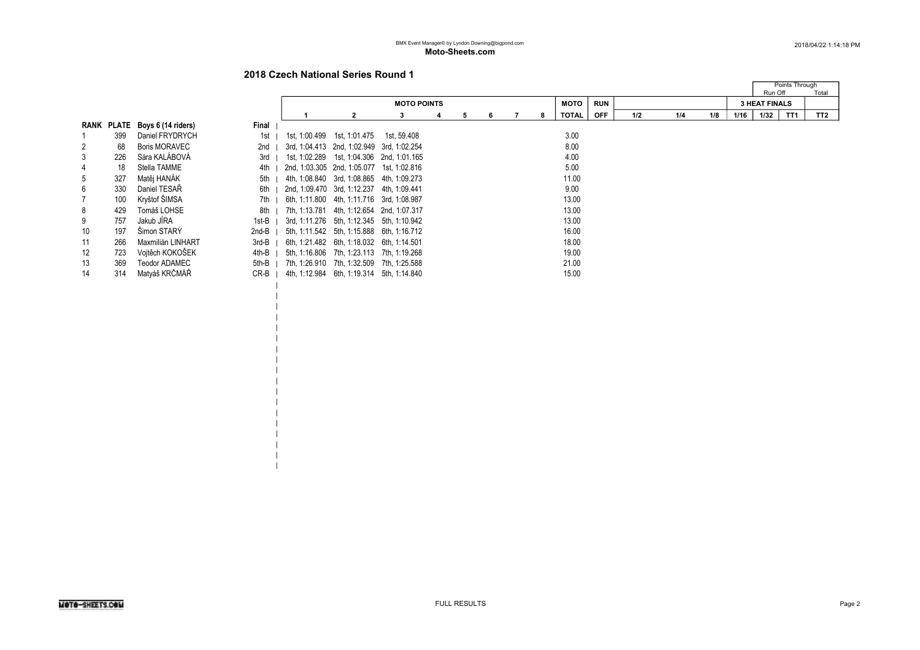BMX Event Manager© by Lyndon.Downing@bigpond.com

**Moto-Sheets.com**

2018/04/22 1:14:18 PM

## 2018 Czech National Series Round 1

| RANK | PLATE | Boys 6 (14 riders) | Final | MOTO POINTS 1 | 2 | 3 | 4 | 5 | 6 | 7 | 8 | MOTO TOTAL | RUN OFF | 1/2 | 1/4 | 1/8 | 1/16 | 1/32 | TT1 | TT2 |
|---|---|---|---|---|---|---|---|---|---|---|---|---|---|---|---|---|---|---|---|---|
| 1 | 399 | Daniel FRYDRYCH | 1st | 1st, 1:00.499 | 1st, 1:01.475 | 1st, 59.408 | | | | | | 3.00 | | | | | | | | |
| 2 | 68 | Boris MORAVEC | 2nd | 3rd, 1:04.413 | 2nd, 1:02.949 | 3rd, 1:02.254 | | | | | | 8.00 | | | | | | | | |
| 3 | 226 | Sára KALÁBOVÁ | 3rd | 1st, 1:02.289 | 1st, 1:04.306 | 2nd, 1:01.165 | | | | | | 4.00 | | | | | | | | |
| 4 | 18 | Stella TAMME | 4th | 2nd, 1:03.305 | 2nd, 1:05.077 | 1st, 1:02.816 | | | | | | 5.00 | | | | | | | | |
| 5 | 327 | Matěj HANÁK | 5th | 4th, 1:08.840 | 3rd, 1:08.865 | 4th, 1:09.273 | | | | | | 11.00 | | | | | | | | |
| 6 | 330 | Daniel TESAŘ | 6th | 2nd, 1:09.470 | 3rd, 1:12.237 | 4th, 1:09.441 | | | | | | 9.00 | | | | | | | | |
| 7 | 100 | Kryštof ŠIMSA | 7th | 6th, 1:11.800 | 4th, 1:11.716 | 3rd, 1:08.987 | | | | | | 13.00 | | | | | | | | |
| 8 | 429 | Tomáš LOHSE | 8th | 7th, 1:13.781 | 4th, 1:12.654 | 2nd, 1:07.317 | | | | | | 13.00 | | | | | | | | |
| 9 | 757 | Jakub JÍRA | 1st-B | 3rd, 1:11.276 | 5th, 1:12.345 | 5th, 1:10.942 | | | | | | 13.00 | | | | | | | | |
| 10 | 197 | Šimon STARÝ | 2nd-B | 5th, 1:11.542 | 5th, 1:15.888 | 6th, 1:16.712 | | | | | | 16.00 | | | | | | | | |
| 11 | 266 | Maxmilián LINHART | 3rd-B | 6th, 1:21.482 | 6th, 1:18.032 | 6th, 1:14.501 | | | | | | 18.00 | | | | | | | | |
| 12 | 723 | Vojtěch KOKOŠEK | 4th-B | 5th, 1:16.806 | 7th, 1:23.113 | 7th, 1:19.268 | | | | | | 19.00 | | | | | | | | |
| 13 | 369 | Teodor ADAMEC | 5th-B | 7th, 1:26.910 | 7th, 1:32.509 | 7th, 1:25.588 | | | | | | 21.00 | | | | | | | | |
| 14 | 314 | Matyáš KRČMÁŘ | CR-B | 4th, 1:12.984 | 6th, 1:19.314 | 5th, 1:14.840 | | | | | | 15.00 | | | | | | | | |

FULL RESULTS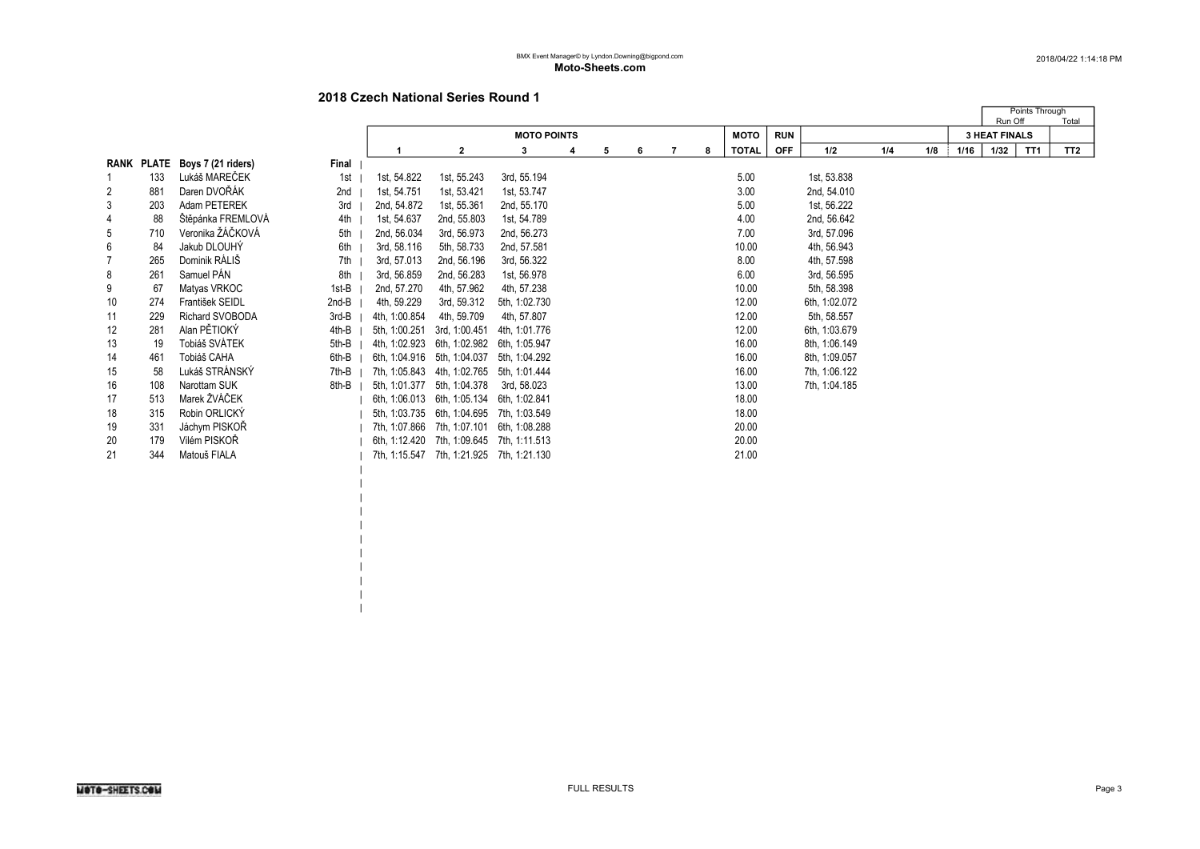BMX Event Manager© by Lyndon.Downing@bigpond.com
**Moto-Sheets.com**

2018/04/22 1:14:18 PM

## 2018 Czech National Series Round 1

| | | | | MOTO POINTS | | | | | | | | MOTO | RUN | | | | 3 HEAT FINALS | | Points Through Run Off | Total |
|---|---|---|---|---|---|---|---|---|---|---|---|---|---|---|---|---|---|---|---|---|
| RANK | PLATE | Boys 7 (21 riders) | Final | 1 | 2 | 3 | 4 | 5 | 6 | 7 | 8 | TOTAL | OFF | 1/2 | 1/4 | 1/8 | 1/16 | 1/32 | TT1 | TT2 |
| 1 | 133 | Lukáš MAREČEK | 1st | 1st, 54.822 | 1st, 55.243 | 3rd, 55.194 | | | | | | 5.00 | | 1st, 53.838 | | | | | | |
| 2 | 881 | Daren DVOŘÁK | 2nd | 1st, 54.751 | 1st, 53.421 | 1st, 53.747 | | | | | | 3.00 | | 2nd, 54.010 | | | | | | |
| 3 | 203 | Adam PETEREK | 3rd | 2nd, 54.872 | 1st, 55.361 | 2nd, 55.170 | | | | | | 5.00 | | 1st, 56.222 | | | | | | |
| 4 | 88 | Štěpánka FREMLOVÁ | 4th | 1st, 54.637 | 2nd, 55.803 | 1st, 54.789 | | | | | | 4.00 | | 2nd, 56.642 | | | | | | |
| 5 | 710 | Veronika ŽÁČKOVÁ | 5th | 2nd, 56.034 | 3rd, 56.973 | 2nd, 56.273 | | | | | | 7.00 | | 3rd, 57.096 | | | | | | |
| 6 | 84 | Jakub DLOUHÝ | 6th | 3rd, 58.116 | 5th, 58.733 | 2nd, 57.581 | | | | | | 10.00 | | 4th, 56.943 | | | | | | |
| 7 | 265 | Dominik RÁLIŠ | 7th | 3rd, 57.013 | 2nd, 56.196 | 3rd, 56.322 | | | | | | 8.00 | | 4th, 57.598 | | | | | | |
| 8 | 261 | Samuel PÁN | 8th | 3rd, 56.859 | 2nd, 56.283 | 1st, 56.978 | | | | | | 6.00 | | 3rd, 56.595 | | | | | | |
| 9 | 67 | Matyas VRKOC | 1st-B | 2nd, 57.270 | 4th, 57.962 | 4th, 57.238 | | | | | | 10.00 | | 5th, 58.398 | | | | | | |
| 10 | 274 | František SEIDL | 2nd-B | 4th, 59.229 | 3rd, 59.312 | 5th, 1:02.730 | | | | | | 12.00 | | 6th, 1:02.072 | | | | | | |
| 11 | 229 | Richard SVOBODA | 3rd-B | 4th, 1:00.854 | 4th, 59.709 | 4th, 57.807 | | | | | | 12.00 | | 5th, 58.557 | | | | | | |
| 12 | 281 | Alan PĚTIOKÝ | 4th-B | 5th, 1:00.251 | 3rd, 1:00.451 | 4th, 1:01.776 | | | | | | 12.00 | | 6th, 1:03.679 | | | | | | |
| 13 | 19 | Tobiáš SVÁTEK | 5th-B | 4th, 1:02.923 | 6th, 1:02.982 | 6th, 1:05.947 | | | | | | 16.00 | | 8th, 1:06.149 | | | | | | |
| 14 | 461 | Tobiáš CAHA | 6th-B | 6th, 1:04.916 | 5th, 1:04.037 | 5th, 1:04.292 | | | | | | 16.00 | | 8th, 1:09.057 | | | | | | |
| 15 | 58 | Lukáš STRÁNSKÝ | 7th-B | 7th, 1:05.843 | 4th, 1:02.765 | 5th, 1:01.444 | | | | | | 16.00 | | 7th, 1:06.122 | | | | | | |
| 16 | 108 | Narottam SUK | 8th-B | 5th, 1:01.377 | 5th, 1:04.378 | 3rd, 58.023 | | | | | | 13.00 | | 7th, 1:04.185 | | | | | | |
| 17 | 513 | Marek ŽVÁČEK | | 6th, 1:06.013 | 6th, 1:05.134 | 6th, 1:02.841 | | | | | | 18.00 | | | | | | | | |
| 18 | 315 | Robin ORLICKÝ | | 5th, 1:03.735 | 6th, 1:04.695 | 7th, 1:03.549 | | | | | | 18.00 | | | | | | | | |
| 19 | 331 | Jáchym PISKOŘ | | 7th, 1:07.866 | 7th, 1:07.101 | 6th, 1:08.288 | | | | | | 20.00 | | | | | | | | |
| 20 | 179 | Vilém PISKOŘ | | 6th, 1:12.420 | 7th, 1:09.645 | 7th, 1:11.513 | | | | | | 20.00 | | | | | | | | |
| 21 | 344 | Matouš FIALA | | 7th, 1:15.547 | 7th, 1:21.925 | 7th, 1:21.130 | | | | | | 21.00 | | | | | | | | |

FULL RESULTS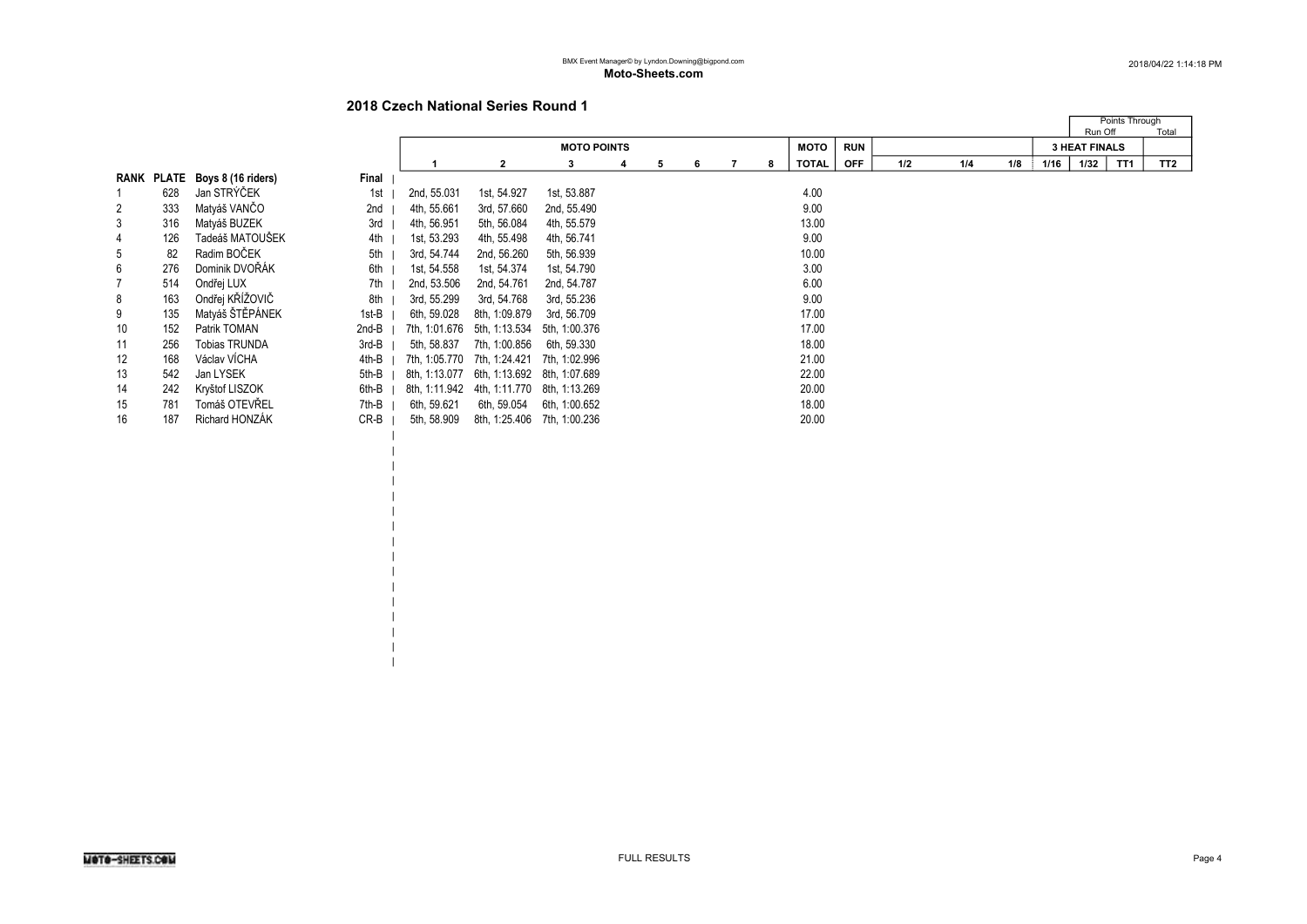## 2018 Czech National Series Round 1

| RANK | PLATE | Boys 8 (16 riders) | Final | MOTO POINTS 1 | 2 | 3 | 4 | 5 | 6 | 7 | 8 | MOTO TOTAL | RUN OFF | 1/2 | 1/4 | 1/8 | 1/16 | 1/32 | TT1 | TT2 |
|---|---|---|---|---|---|---|---|---|---|---|---|---|---|---|---|---|---|---|---|---|
| 1 | 628 | Jan STRÝČEK | 1st | 2nd, 55.031 | 1st, 54.927 | 1st, 53.887 | | | | | | 4.00 | | | | | | | | |
| 2 | 333 | Matyáš VANČO | 2nd | 4th, 55.661 | 3rd, 57.660 | 2nd, 55.490 | | | | | | 9.00 | | | | | | | | |
| 3 | 316 | Matyáš BUZEK | 3rd | 4th, 56.951 | 5th, 56.084 | 4th, 55.579 | | | | | | 13.00 | | | | | | | | |
| 4 | 126 | Tadeáš MATOUŠEK | 4th | 1st, 53.293 | 4th, 55.498 | 4th, 56.741 | | | | | | 9.00 | | | | | | | | |
| 5 | 82 | Radim BOČEK | 5th | 3rd, 54.744 | 2nd, 56.260 | 5th, 56.939 | | | | | | 10.00 | | | | | | | | |
| 6 | 276 | Dominik DVOŘÁK | 6th | 1st, 54.558 | 1st, 54.374 | 1st, 54.790 | | | | | | 3.00 | | | | | | | | |
| 7 | 514 | Ondřej LUX | 7th | 2nd, 53.506 | 2nd, 54.761 | 2nd, 54.787 | | | | | | 6.00 | | | | | | | | |
| 8 | 163 | Ondřej KŘÍŽOVIČ | 8th | 3rd, 55.299 | 3rd, 54.768 | 3rd, 55.236 | | | | | | 9.00 | | | | | | | | |
| 9 | 135 | Matyáš ŠTĚPÁNEK | 1st-B | 6th, 59.028 | 8th, 1:09.879 | 3rd, 56.709 | | | | | | 17.00 | | | | | | | | |
| 10 | 152 | Patrik TOMAN | 2nd-B | 7th, 1:01.676 | 5th, 1:13.534 | 5th, 1:00.376 | | | | | | 17.00 | | | | | | | | |
| 11 | 256 | Tobias TRUNDA | 3rd-B | 5th, 58.837 | 7th, 1:00.856 | 6th, 59.330 | | | | | | 18.00 | | | | | | | | |
| 12 | 168 | Václav VÍCHA | 4th-B | 7th, 1:05.770 | 7th, 1:24.421 | 7th, 1:02.996 | | | | | | 21.00 | | | | | | | | |
| 13 | 542 | Jan LYSEK | 5th-B | 8th, 1:13.077 | 6th, 1:13.692 | 8th, 1:07.689 | | | | | | 22.00 | | | | | | | | |
| 14 | 242 | Kryštof LISZOK | 6th-B | 8th, 1:11.942 | 4th, 1:11.770 | 8th, 1:13.269 | | | | | | 20.00 | | | | | | | | |
| 15 | 781 | Tomáš OTEVŘEL | 7th-B | 6th, 59.621 | 6th, 59.054 | 6th, 1:00.652 | | | | | | 18.00 | | | | | | | | |
| 16 | 187 | Richard HONZÁK | CR-B | 5th, 58.909 | 8th, 1:25.406 | 7th, 1:00.236 | | | | | | 20.00 | | | | | | | | |

Points Through: Run Off / Total — 3 HEAT FINALS

FULL RESULTS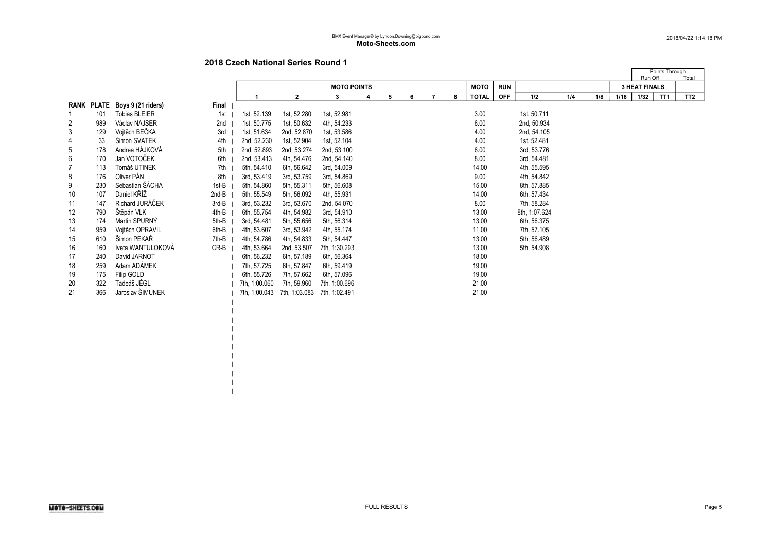BMX Event Manager© by Lyndon.Downing@bigpond.com

**Moto-Sheets.com**

2018/04/22 1:14:18 PM

## 2018 Czech National Series Round 1

| RANK | PLATE | Boys 9 (21 riders) | Final | MOTO POINTS 1 | 2 | 3 | 4 | 5 | 6 | 7 | 8 | MOTO TOTAL | RUN OFF | 1/2 | 1/4 | 1/8 | 1/16 | 3 HEAT FINALS 1/32 | TT1 | TT2 |
|---|---|---|---|---|---|---|---|---|---|---|---|---|---|---|---|---|---|---|---|---|
| 1 | 101 | Tobias BLEIER | 1st | 1st, 52.139 | 1st, 52.280 | 1st, 52.981 | | | | | | 3.00 | | 1st, 50.711 | | | | | | |
| 2 | 989 | Václav NAJSER | 2nd | 1st, 50.775 | 1st, 50.632 | 4th, 54.233 | | | | | | 6.00 | | 2nd, 50.934 | | | | | | |
| 3 | 129 | Vojtěch BEČKA | 3rd | 1st, 51.634 | 2nd, 52.870 | 1st, 53.586 | | | | | | 4.00 | | 2nd, 54.105 | | | | | | |
| 4 | 33 | Šimon SVÁTEK | 4th | 2nd, 52.230 | 1st, 52.904 | 1st, 52.104 | | | | | | 4.00 | | 1st, 52.481 | | | | | | |
| 5 | 178 | Andrea HÁJKOVÁ | 5th | 2nd, 52.893 | 2nd, 53.274 | 2nd, 53.100 | | | | | | 6.00 | | 3rd, 53.776 | | | | | | |
| 6 | 170 | Jan VOTOČEK | 6th | 2nd, 53.413 | 4th, 54.476 | 2nd, 54.140 | | | | | | 8.00 | | 3rd, 54.481 | | | | | | |
| 7 | 113 | Tomáš UTINEK | 7th | 5th, 54.410 | 6th, 56.642 | 3rd, 54.009 | | | | | | 14.00 | | 4th, 55.595 | | | | | | |
| 8 | 176 | Oliver PÁN | 8th | 3rd, 53.419 | 3rd, 53.759 | 3rd, 54.869 | | | | | | 9.00 | | 4th, 54.842 | | | | | | |
| 9 | 230 | Sebastian ŠÁCHA | 1st-B | 5th, 54.860 | 5th, 55.311 | 5th, 56.608 | | | | | | 15.00 | | 8th, 57.885 | | | | | | |
| 10 | 107 | Daniel KŘÍŽ | 2nd-B | 5th, 55.549 | 5th, 56.092 | 4th, 55.931 | | | | | | 14.00 | | 6th, 57.434 | | | | | | |
| 11 | 147 | Richard JURÁČEK | 3rd-B | 3rd, 53.232 | 3rd, 53.670 | 2nd, 54.070 | | | | | | 8.00 | | 7th, 58.284 | | | | | | |
| 12 | 790 | Štěpán VLK | 4th-B | 6th, 55.754 | 4th, 54.982 | 3rd, 54.910 | | | | | | 13.00 | | 8th, 1:07.624 | | | | | | |
| 13 | 174 | Martin SPURNÝ | 5th-B | 3rd, 54.481 | 5th, 55.656 | 5th, 56.314 | | | | | | 13.00 | | 6th, 56.375 | | | | | | |
| 14 | 959 | Vojtěch OPRAVIL | 6th-B | 4th, 53.607 | 3rd, 53.942 | 4th, 55.174 | | | | | | 11.00 | | 7th, 57.105 | | | | | | |
| 15 | 610 | Šimon PEKAŘ | 7th-B | 4th, 54.786 | 4th, 54.833 | 5th, 54.447 | | | | | | 13.00 | | 5th, 56.489 | | | | | | |
| 16 | 160 | Iveta WANTULOKOVÁ | CR-B | 4th, 53.664 | 2nd, 53.507 | 7th, 1:30.293 | | | | | | 13.00 | | 5th, 54.908 | | | | | | |
| 17 | 240 | David JARNOT | | 6th, 56.232 | 6th, 57.189 | 6th, 56.364 | | | | | | 18.00 | | | | | | | | |
| 18 | 259 | Adam ADÁMEK | | 7th, 57.725 | 6th, 57.847 | 6th, 59.419 | | | | | | 19.00 | | | | | | | | |
| 19 | 175 | Filip GOLD | | 6th, 55.726 | 7th, 57.662 | 6th, 57.096 | | | | | | 19.00 | | | | | | | | |
| 20 | 322 | Tadeáš JÉGL | | 7th, 1:00.060 | 7th, 59.960 | 7th, 1:00.696 | | | | | | 21.00 | | | | | | | | |
| 21 | 366 | Jaroslav ŠIMUNEK | | 7th, 1:00.043 | 7th, 1:03.083 | 7th, 1:02.491 | | | | | | 21.00 | | | | | | | | |

Points Through: Run Off / Total

FULL RESULTS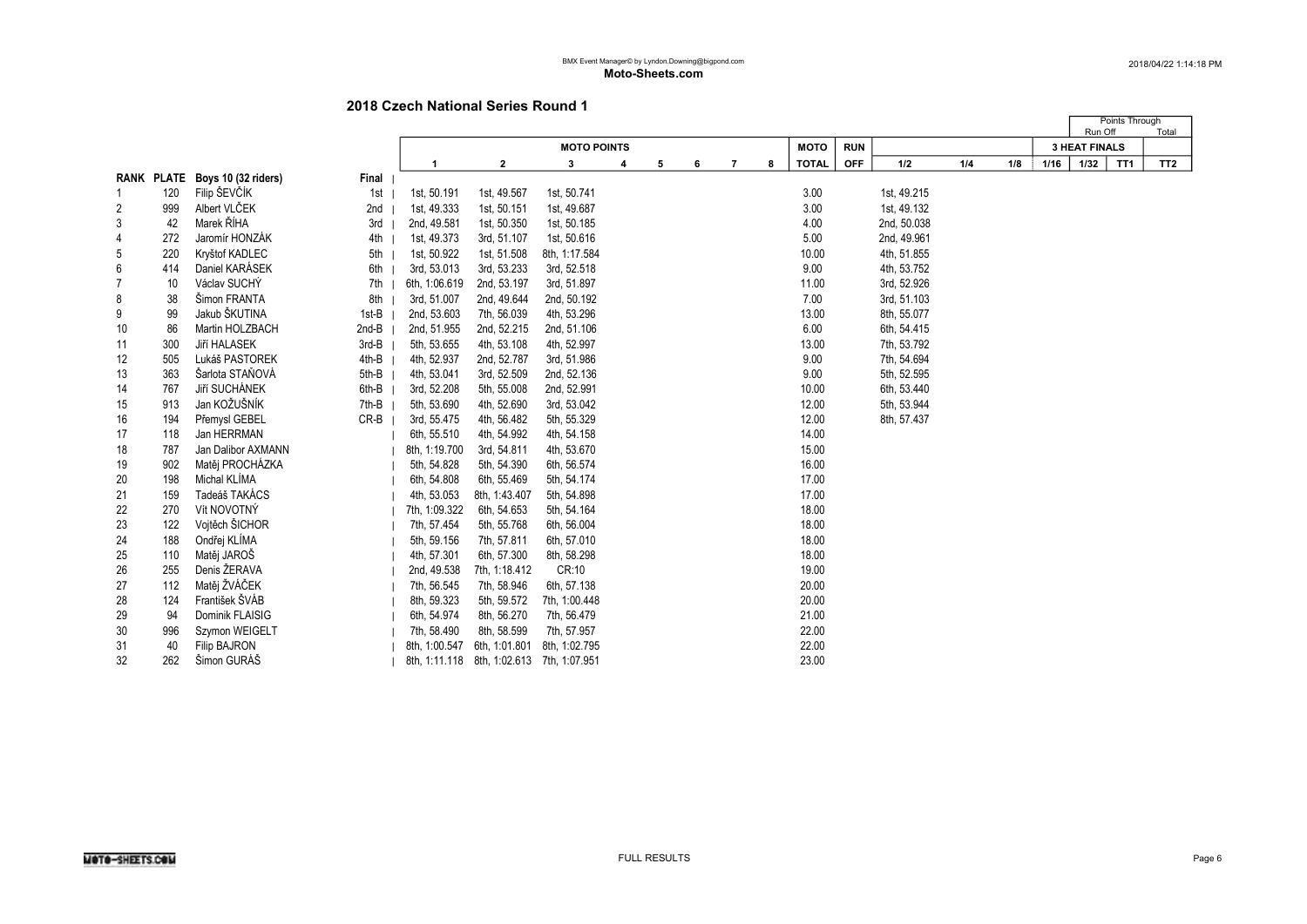BMX Event Manager© by Lyndon.Downing@bigpond.com

**Moto-Sheets.com**

## 2018 Czech National Series Round 1

| RANK | PLATE | Boys 10 (32 riders) | Final | MOTO POINTS 1 | 2 | 3 | 4 | 5 | 6 | 7 | 8 | MOTO TOTAL | RUN OFF | 1/2 | 1/4 | 1/8 | 1/16 | 1/32 | TT1 | TT2 |
|---|---|---|---|---|---|---|---|---|---|---|---|---|---|---|---|---|---|---|---|---|
| 1 | 120 | Filip ŠEVČÍK | 1st | 1st, 50.191 | 1st, 49.567 | 1st, 50.741 | | | | | | 3.00 | | 1st, 49.215 | | | | | | |
| 2 | 999 | Albert VLČEK | 2nd | 1st, 49.333 | 1st, 50.151 | 1st, 49.687 | | | | | | 3.00 | | 1st, 49.132 | | | | | | |
| 3 | 42 | Marek ŘÍHA | 3rd | 2nd, 49.581 | 1st, 50.350 | 1st, 50.185 | | | | | | 4.00 | | 2nd, 50.038 | | | | | | |
| 4 | 272 | Jaromír HONZÁK | 4th | 1st, 49.373 | 3rd, 51.107 | 1st, 50.616 | | | | | | 5.00 | | 2nd, 49.961 | | | | | | |
| 5 | 220 | Kryštof KADLEC | 5th | 1st, 50.922 | 1st, 51.508 | 8th, 1:17.584 | | | | | | 10.00 | | 4th, 51.855 | | | | | | |
| 6 | 414 | Daniel KARÁSEK | 6th | 3rd, 53.013 | 3rd, 53.233 | 3rd, 52.518 | | | | | | 9.00 | | 4th, 53.752 | | | | | | |
| 7 | 10 | Václav SUCHÝ | 7th | 6th, 1:06.619 | 2nd, 53.197 | 3rd, 51.897 | | | | | | 11.00 | | 3rd, 52.926 | | | | | | |
| 8 | 38 | Šimon FRANTA | 8th | 3rd, 51.007 | 2nd, 49.644 | 2nd, 50.192 | | | | | | 7.00 | | 3rd, 51.103 | | | | | | |
| 9 | 99 | Jakub ŠKUTINA | 1st-B | 2nd, 53.603 | 7th, 56.039 | 4th, 53.296 | | | | | | 13.00 | | 8th, 55.077 | | | | | | |
| 10 | 86 | Martin HOLZBACH | 2nd-B | 2nd, 51.955 | 2nd, 52.215 | 2nd, 51.106 | | | | | | 6.00 | | 6th, 54.415 | | | | | | |
| 11 | 300 | Jiří HALASEK | 3rd-B | 5th, 53.655 | 4th, 53.108 | 4th, 52.997 | | | | | | 13.00 | | 7th, 53.792 | | | | | | |
| 12 | 505 | Lukáš PASTOREK | 4th-B | 4th, 52.937 | 2nd, 52.787 | 3rd, 51.986 | | | | | | 9.00 | | 7th, 54.694 | | | | | | |
| 13 | 363 | Šarlota STAŇOVÁ | 5th-B | 4th, 53.041 | 3rd, 52.509 | 2nd, 52.136 | | | | | | 9.00 | | 5th, 52.595 | | | | | | |
| 14 | 767 | Jiří SUCHÁNEK | 6th-B | 3rd, 52.208 | 5th, 55.008 | 2nd, 52.991 | | | | | | 10.00 | | 6th, 53.440 | | | | | | |
| 15 | 913 | Jan KOŽUŠNÍK | 7th-B | 5th, 53.690 | 4th, 52.690 | 3rd, 53.042 | | | | | | 12.00 | | 5th, 53.944 | | | | | | |
| 16 | 194 | Přemysl GEBEL | CR-B | 3rd, 55.475 | 4th, 56.482 | 5th, 55.329 | | | | | | 12.00 | | 8th, 57.437 | | | | | | |
| 17 | 118 | Jan HERRMAN | | 6th, 55.510 | 4th, 54.992 | 4th, 54.158 | | | | | | 14.00 | | | | | | | | |
| 18 | 787 | Jan Dalibor AXMANN | | 8th, 1:19.700 | 3rd, 54.811 | 4th, 53.670 | | | | | | 15.00 | | | | | | | | |
| 19 | 902 | Matěj PROCHÁZKA | | 5th, 54.828 | 5th, 54.390 | 6th, 56.574 | | | | | | 16.00 | | | | | | | | |
| 20 | 198 | Michal KLÍMA | | 6th, 54.808 | 6th, 55.469 | 5th, 54.174 | | | | | | 17.00 | | | | | | | | |
| 21 | 159 | Tadeáš TAKÁCS | | 4th, 53.053 | 8th, 1:43.407 | 5th, 54.898 | | | | | | 17.00 | | | | | | | | |
| 22 | 270 | Vít NOVOTNÝ | | 7th, 1:09.322 | 6th, 54.653 | 5th, 54.164 | | | | | | 18.00 | | | | | | | | |
| 23 | 122 | Vojtěch ŠICHOR | | 7th, 57.454 | 5th, 55.768 | 6th, 56.004 | | | | | | 18.00 | | | | | | | | |
| 24 | 188 | Ondřej KLÍMA | | 5th, 59.156 | 7th, 57.811 | 6th, 57.010 | | | | | | 18.00 | | | | | | | | |
| 25 | 110 | Matěj JAROŠ | | 4th, 57.301 | 6th, 57.300 | 8th, 58.298 | | | | | | 18.00 | | | | | | | | |
| 26 | 255 | Denis ŽERAVA | | 2nd, 49.538 | 7th, 1:18.412 | CR:10 | | | | | | 19.00 | | | | | | | | |
| 27 | 112 | Matěj ŽVÁČEK | | 7th, 56.545 | 7th, 58.946 | 6th, 57.138 | | | | | | 20.00 | | | | | | | | |
| 28 | 124 | František ŠVÁB | | 8th, 59.323 | 5th, 59.572 | 7th, 1:00.448 | | | | | | 20.00 | | | | | | | | |
| 29 | 94 | Dominik FLAISIG | | 6th, 54.974 | 8th, 56.270 | 7th, 56.479 | | | | | | 21.00 | | | | | | | | |
| 30 | 996 | Szymon WEIGELT | | 7th, 58.490 | 8th, 58.599 | 7th, 57.957 | | | | | | 22.00 | | | | | | | | |
| 31 | 40 | Filip BAJRON | | 8th, 1:00.547 | 6th, 1:01.801 | 8th, 1:02.795 | | | | | | 22.00 | | | | | | | | |
| 32 | 262 | Šimon GURÁŠ | | 8th, 1:11.118 | 8th, 1:02.613 | 7th, 1:07.951 | | | | | | 23.00 | | | | | | | | |

Points Through: Run Off / Total — 3 HEAT FINALS

FULL RESULTS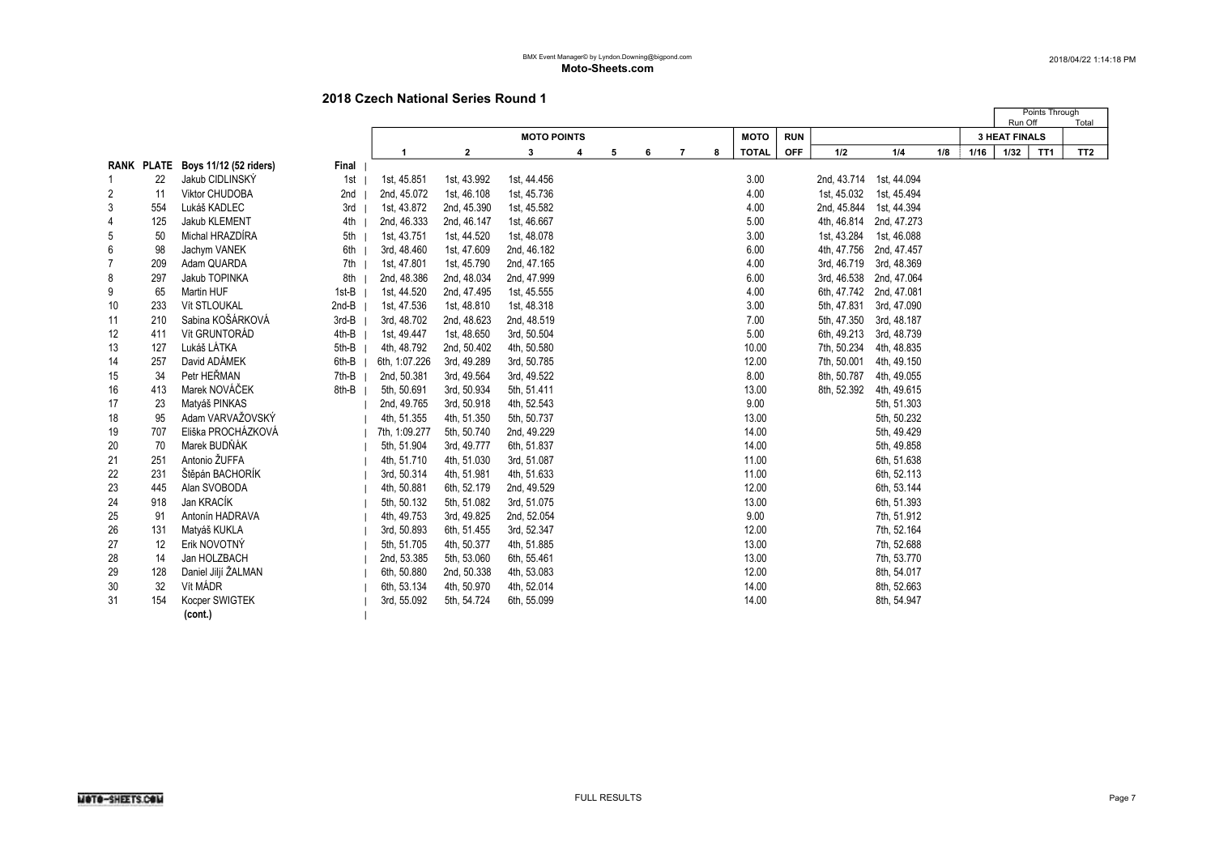BMX Event Manager© by Lyndon.Downing@bigpond.com

**Moto-Sheets.com**

2018/04/22 1:14:18 PM

## 2018 Czech National Series Round 1

| RANK | PLATE | Boys 11/12 (52 riders) | Final | MOTO POINTS 1 | 2 | 3 | 4 | 5 | 6 | 7 | 8 | MOTO TOTAL | RUN OFF | 1/2 | 1/4 | 1/8 | 1/16 | 3 HEAT FINALS 1/32 (Run Off) | TT1 (Points Through) | TT2 (Total) |
|---|---|---|---|---|---|---|---|---|---|---|---|---|---|---|---|---|---|---|---|---|
| 1 | 22 | Jakub CIDLINSKÝ | 1st | 1st, 45.851 | 1st, 43.992 | 1st, 44.456 | | | | | | 3.00 | | 2nd, 43.714 | 1st, 44.094 | | | | | |
| 2 | 11 | Viktor CHUDOBA | 2nd | 2nd, 45.072 | 1st, 46.108 | 1st, 45.736 | | | | | | 4.00 | | 1st, 45.032 | 1st, 45.494 | | | | | |
| 3 | 554 | Lukáš KADLEC | 3rd | 1st, 43.872 | 2nd, 45.390 | 1st, 45.582 | | | | | | 4.00 | | 2nd, 45.844 | 1st, 44.394 | | | | | |
| 4 | 125 | Jakub KLEMENT | 4th | 2nd, 46.333 | 2nd, 46.147 | 1st, 46.667 | | | | | | 5.00 | | 4th, 46.814 | 2nd, 47.273 | | | | | |
| 5 | 50 | Michal HRAZDÍRA | 5th | 1st, 43.751 | 1st, 44.520 | 1st, 48.078 | | | | | | 3.00 | | 1st, 43.284 | 1st, 46.088 | | | | | |
| 6 | 98 | Jachym VANEK | 6th | 3rd, 48.460 | 1st, 47.609 | 2nd, 46.182 | | | | | | 6.00 | | 4th, 47.756 | 2nd, 47.457 | | | | | |
| 7 | 209 | Adam QUARDA | 7th | 1st, 47.801 | 1st, 45.790 | 2nd, 47.165 | | | | | | 4.00 | | 3rd, 46.719 | 3rd, 48.369 | | | | | |
| 8 | 297 | Jakub TOPINKA | 8th | 2nd, 48.386 | 2nd, 48.034 | 2nd, 47.999 | | | | | | 6.00 | | 3rd, 46.538 | 2nd, 47.064 | | | | | |
| 9 | 65 | Martin HUF | 1st-B | 1st, 44.520 | 2nd, 47.495 | 1st, 45.555 | | | | | | 4.00 | | 6th, 47.742 | 2nd, 47.081 | | | | | |
| 10 | 233 | Vít STLOUKAL | 2nd-B | 1st, 47.536 | 1st, 48.810 | 1st, 48.318 | | | | | | 3.00 | | 5th, 47.831 | 3rd, 47.090 | | | | | |
| 11 | 210 | Sabina KOŠÁRKOVÁ | 3rd-B | 3rd, 48.702 | 2nd, 48.623 | 2nd, 48.519 | | | | | | 7.00 | | 5th, 47.350 | 3rd, 48.187 | | | | | |
| 12 | 411 | Vít GRUNTORÁD | 4th-B | 1st, 49.447 | 1st, 48.650 | 3rd, 50.504 | | | | | | 5.00 | | 6th, 49.213 | 3rd, 48.739 | | | | | |
| 13 | 127 | Lukáš LÁTKA | 5th-B | 4th, 48.792 | 2nd, 50.402 | 4th, 50.580 | | | | | | 10.00 | | 7th, 50.234 | 4th, 48.835 | | | | | |
| 14 | 257 | David ADÁMEK | 6th-B | 6th, 1:07.226 | 3rd, 49.289 | 3rd, 50.785 | | | | | | 12.00 | | 7th, 50.001 | 4th, 49.150 | | | | | |
| 15 | 34 | Petr HEŘMAN | 7th-B | 2nd, 50.381 | 3rd, 49.564 | 3rd, 49.522 | | | | | | 8.00 | | 8th, 50.787 | 4th, 49.055 | | | | | |
| 16 | 413 | Marek NOVÁČEK | 8th-B | 5th, 50.691 | 3rd, 50.934 | 5th, 51.411 | | | | | | 13.00 | | 8th, 52.392 | 4th, 49.615 | | | | | |
| 17 | 23 | Matyáš PINKAS | | 2nd, 49.765 | 3rd, 50.918 | 4th, 52.543 | | | | | | 9.00 | | | 5th, 51.303 | | | | | |
| 18 | 95 | Adam VARVAŽOVSKÝ | | 4th, 51.355 | 4th, 51.350 | 5th, 50.737 | | | | | | 13.00 | | | 5th, 50.232 | | | | | |
| 19 | 707 | Eliška PROCHÁZKOVÁ | | 7th, 1:09.277 | 5th, 50.740 | 2nd, 49.229 | | | | | | 14.00 | | | 5th, 49.429 | | | | | |
| 20 | 70 | Marek BUDŇÁK | | 5th, 51.904 | 3rd, 49.777 | 6th, 51.837 | | | | | | 14.00 | | | 5th, 49.858 | | | | | |
| 21 | 251 | Antonio ŽUFFA | | 4th, 51.710 | 4th, 51.030 | 3rd, 51.087 | | | | | | 11.00 | | | 6th, 51.638 | | | | | |
| 22 | 231 | Štěpán BACHORÍK | | 3rd, 50.314 | 4th, 51.981 | 4th, 51.633 | | | | | | 11.00 | | | 6th, 52.113 | | | | | |
| 23 | 445 | Alan SVOBODA | | 4th, 50.881 | 6th, 52.179 | 2nd, 49.529 | | | | | | 12.00 | | | 6th, 53.144 | | | | | |
| 24 | 918 | Jan KRACÍK | | 5th, 50.132 | 5th, 51.082 | 3rd, 51.075 | | | | | | 13.00 | | | 6th, 51.393 | | | | | |
| 25 | 91 | Antonín HADRAVA | | 4th, 49.753 | 3rd, 49.825 | 2nd, 52.054 | | | | | | 9.00 | | | 7th, 51.912 | | | | | |
| 26 | 131 | Matyáš KUKLA | | 3rd, 50.893 | 6th, 51.455 | 3rd, 52.347 | | | | | | 12.00 | | | 7th, 52.164 | | | | | |
| 27 | 12 | Erik NOVOTNÝ | | 5th, 51.705 | 4th, 50.377 | 4th, 51.885 | | | | | | 13.00 | | | 7th, 52.688 | | | | | |
| 28 | 14 | Jan HOLZBACH | | 2nd, 53.385 | 5th, 53.060 | 6th, 55.461 | | | | | | 13.00 | | | 7th, 53.770 | | | | | |
| 29 | 128 | Daniel Jiljí ŽALMAN | | 6th, 50.880 | 2nd, 50.338 | 4th, 53.083 | | | | | | 12.00 | | | 8th, 54.017 | | | | | |
| 30 | 32 | Vít MÁDR | | 6th, 53.134 | 4th, 50.970 | 4th, 52.014 | | | | | | 14.00 | | | 8th, 52.663 | | | | | |
| 31 | 154 | Kocper SWIGTEK | | 3rd, 55.092 | 5th, 54.724 | 6th, 55.099 | | | | | | 14.00 | | | 8th, 54.947 | | | | | |
| | | (cont.) | | | | | | | | | | | | | | | | | | |

FULL RESULTS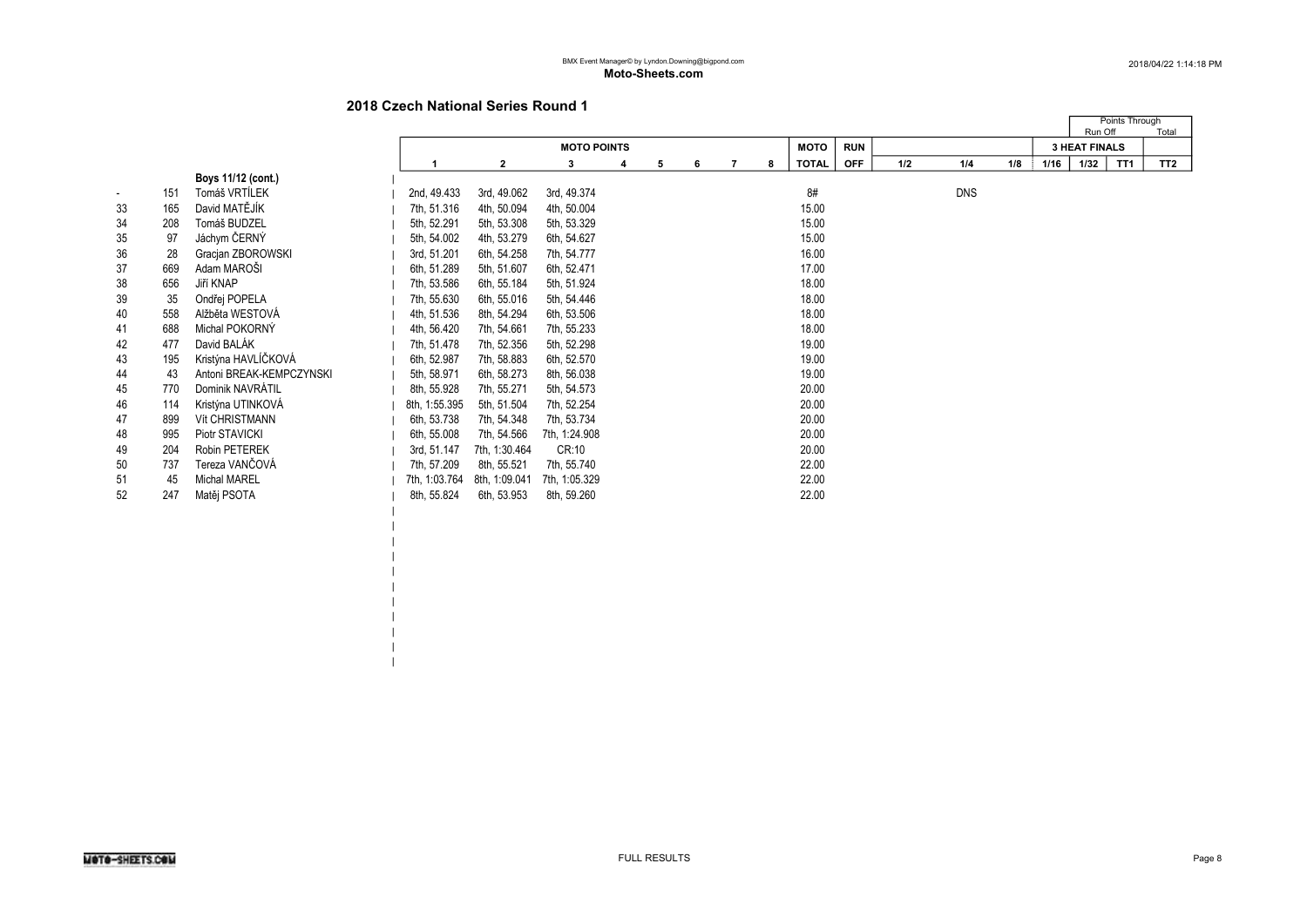## 2018 Czech National Series Round 1

| | | | MOTO POINTS | | | | | | | | MOTO | RUN | | | | 3 HEAT FINALS | | | |
|---|---|---|---|---|---|---|---|---|---|---|---|---|---|---|---|---|---|---|---|
| | | | | | | | | | | | | | | | | | Points Through | | |
| | | | | | | | | | | | | | | | | | Run Off | | Total |
| | | | 1 | 2 | 3 | 4 | 5 | 6 | 7 | 8 | TOTAL | OFF | 1/2 | 1/4 | 1/8 | 1/16 | 1/32 | TT1 | TT2 |
| | | **Boys 11/12 (cont.)** | | | | | | | | | | | | | | | | | |
| - | 151 | Tomáš VRTÍLEK | 2nd, 49.433 | 3rd, 49.062 | 3rd, 49.374 | | | | | | 8# | | | DNS | | | | | |
| 33 | 165 | David MATĚJÍK | 7th, 51.316 | 4th, 50.094 | 4th, 50.004 | | | | | | 15.00 | | | | | | | | |
| 34 | 208 | Tomáš BUDZEL | 5th, 52.291 | 5th, 53.308 | 5th, 53.329 | | | | | | 15.00 | | | | | | | | |
| 35 | 97 | Jáchym ČERNÝ | 5th, 54.002 | 4th, 53.279 | 6th, 54.627 | | | | | | 15.00 | | | | | | | | |
| 36 | 28 | Gracjan ZBOROWSKI | 3rd, 51.201 | 6th, 54.258 | 7th, 54.777 | | | | | | 16.00 | | | | | | | | |
| 37 | 669 | Adam MAROŠI | 6th, 51.289 | 5th, 51.607 | 6th, 52.471 | | | | | | 17.00 | | | | | | | | |
| 38 | 656 | Jiří KNAP | 7th, 53.586 | 6th, 55.184 | 5th, 51.924 | | | | | | 18.00 | | | | | | | | |
| 39 | 35 | Ondřej POPELA | 7th, 55.630 | 6th, 55.016 | 5th, 54.446 | | | | | | 18.00 | | | | | | | | |
| 40 | 558 | Alžběta WESTOVÁ | 4th, 51.536 | 8th, 54.294 | 6th, 53.506 | | | | | | 18.00 | | | | | | | | |
| 41 | 688 | Michal POKORNÝ | 4th, 56.420 | 7th, 54.661 | 7th, 55.233 | | | | | | 18.00 | | | | | | | | |
| 42 | 477 | David BALÁK | 7th, 51.478 | 7th, 52.356 | 5th, 52.298 | | | | | | 19.00 | | | | | | | | |
| 43 | 195 | Kristýna HAVLÍČKOVÁ | 6th, 52.987 | 7th, 58.883 | 6th, 52.570 | | | | | | 19.00 | | | | | | | | |
| 44 | 43 | Antoni BREAK-KEMPCZYNSKI | 5th, 58.971 | 6th, 58.273 | 8th, 56.038 | | | | | | 19.00 | | | | | | | | |
| 45 | 770 | Dominik NAVRÁTIL | 8th, 55.928 | 7th, 55.271 | 5th, 54.573 | | | | | | 20.00 | | | | | | | | |
| 46 | 114 | Kristýna UTINKOVÁ | 8th, 1:55.395 | 5th, 51.504 | 7th, 52.254 | | | | | | 20.00 | | | | | | | | |
| 47 | 899 | Vít CHRISTMANN | 6th, 53.738 | 7th, 54.348 | 7th, 53.734 | | | | | | 20.00 | | | | | | | | |
| 48 | 995 | Piotr STAVICKI | 6th, 55.008 | 7th, 54.566 | 7th, 1:24.908 | | | | | | 20.00 | | | | | | | | |
| 49 | 204 | Robin PETEREK | 3rd, 51.147 | 7th, 1:30.464 | CR:10 | | | | | | 20.00 | | | | | | | | |
| 50 | 737 | Tereza VANČOVÁ | 7th, 57.209 | 8th, 55.521 | 7th, 55.740 | | | | | | 22.00 | | | | | | | | |
| 51 | 45 | Michal MAREL | 7th, 1:03.764 | 8th, 1:09.041 | 7th, 1:05.329 | | | | | | 22.00 | | | | | | | | |
| 52 | 247 | Matěj PSOTA | 8th, 55.824 | 6th, 53.953 | 8th, 59.260 | | | | | | 22.00 | | | | | | | | |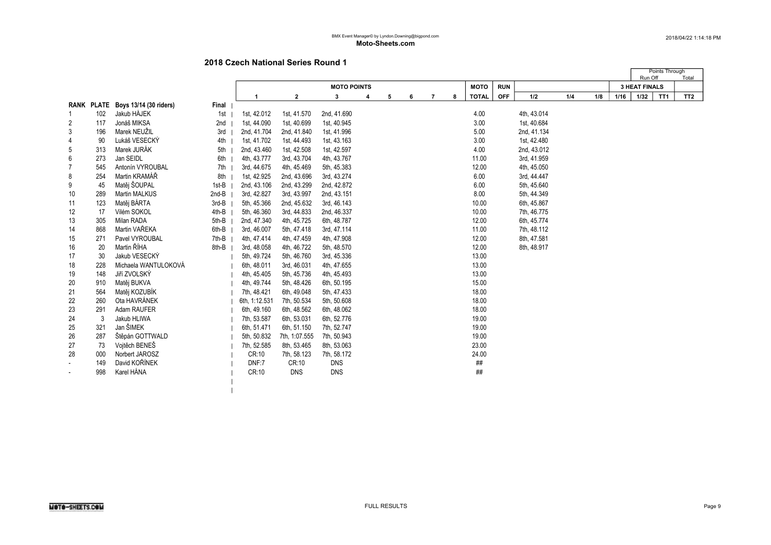BMX Event Manager© by Lyndon.Downing@bigpond.com

**Moto-Sheets.com**

2018/04/22 1:14:18 PM

## 2018 Czech National Series Round 1

| | | | | MOTO POINTS | | | | | | | | MOTO | RUN | | | | 3 HEAT FINALS | | Points Through Run Off | Total |
|---|---|---|---|---|---|---|---|---|---|---|---|---|---|---|---|---|---|---|---|---|
| RANK | PLATE | Boys 13/14 (30 riders) | Final | 1 | 2 | 3 | 4 | 5 | 6 | 7 | 8 | TOTAL | OFF | 1/2 | 1/4 | 1/8 | 1/16 | 1/32 | TT1 | TT2 |
| 1 | 102 | Jakub HÁJEK | 1st | 1st, 42.012 | 1st, 41.570 | 2nd, 41.690 | | | | | | 4.00 | | 4th, 43.014 | | | | | | |
| 2 | 117 | Jonáš MIKSA | 2nd | 1st, 44.090 | 1st, 40.699 | 1st, 40.945 | | | | | | 3.00 | | 1st, 40.684 | | | | | | |
| 3 | 196 | Marek NEUŽIL | 3rd | 2nd, 41.704 | 2nd, 41.840 | 1st, 41.996 | | | | | | 5.00 | | 2nd, 41.134 | | | | | | |
| 4 | 90 | Lukáš VESECKÝ | 4th | 1st, 41.702 | 1st, 44.493 | 1st, 43.163 | | | | | | 3.00 | | 1st, 42.480 | | | | | | |
| 5 | 313 | Marek JURÁK | 5th | 2nd, 43.460 | 1st, 42.508 | 1st, 42.597 | | | | | | 4.00 | | 2nd, 43.012 | | | | | | |
| 6 | 273 | Jan SEIDL | 6th | 4th, 43.777 | 3rd, 43.704 | 4th, 43.767 | | | | | | 11.00 | | 3rd, 41.959 | | | | | | |
| 7 | 545 | Antonín VYROUBAL | 7th | 3rd, 44.675 | 4th, 45.469 | 5th, 45.383 | | | | | | 12.00 | | 4th, 45.050 | | | | | | |
| 8 | 254 | Martin KRAMÁŘ | 8th | 1st, 42.925 | 2nd, 43.696 | 3rd, 43.274 | | | | | | 6.00 | | 3rd, 44.447 | | | | | | |
| 9 | 45 | Matěj ŠOUPAL | 1st-B | 2nd, 43.106 | 2nd, 43.299 | 2nd, 42.872 | | | | | | 6.00 | | 5th, 45.640 | | | | | | |
| 10 | 289 | Martin MALKUS | 2nd-B | 3rd, 42.827 | 3rd, 43.997 | 2nd, 43.151 | | | | | | 8.00 | | 5th, 44.349 | | | | | | |
| 11 | 123 | Matěj BÁRTA | 3rd-B | 5th, 45.366 | 2nd, 45.632 | 3rd, 46.143 | | | | | | 10.00 | | 6th, 45.867 | | | | | | |
| 12 | 17 | Vilém SOKOL | 4th-B | 5th, 46.360 | 3rd, 44.833 | 2nd, 46.337 | | | | | | 10.00 | | 7th, 46.775 | | | | | | |
| 13 | 305 | Milan RADA | 5th-B | 2nd, 47.340 | 4th, 45.725 | 6th, 48.787 | | | | | | 12.00 | | 6th, 45.774 | | | | | | |
| 14 | 868 | Martin VAŘEKA | 6th-B | 3rd, 46.007 | 5th, 47.418 | 3rd, 47.114 | | | | | | 11.00 | | 7th, 48.112 | | | | | | |
| 15 | 271 | Pavel VYROUBAL | 7th-B | 4th, 47.414 | 4th, 47.459 | 4th, 47.908 | | | | | | 12.00 | | 8th, 47.581 | | | | | | |
| 16 | 20 | Martin ŘÍHA | 8th-B | 3rd, 48.058 | 4th, 46.722 | 5th, 48.570 | | | | | | 12.00 | | 8th, 48.917 | | | | | | |
| 17 | 30 | Jakub VESECKÝ | | 5th, 49.724 | 5th, 46.760 | 3rd, 45.336 | | | | | | 13.00 | | | | | | | | |
| 18 | 228 | Michaela WANTULOKOVÁ | | 6th, 48.011 | 3rd, 46.031 | 4th, 47.655 | | | | | | 13.00 | | | | | | | | |
| 19 | 148 | Jiří ZVOLSKÝ | | 4th, 45.405 | 5th, 45.736 | 4th, 45.493 | | | | | | 13.00 | | | | | | | | |
| 20 | 910 | Matěj BUKVA | | 4th, 49.744 | 5th, 48.426 | 6th, 50.195 | | | | | | 15.00 | | | | | | | | |
| 21 | 564 | Matěj KOZUBÍK | | 7th, 48.421 | 6th, 49.048 | 5th, 47.433 | | | | | | 18.00 | | | | | | | | |
| 22 | 260 | Ota HAVRÁNEK | | 6th, 1:12.531 | 7th, 50.534 | 5th, 50.608 | | | | | | 18.00 | | | | | | | | |
| 23 | 291 | Adam RAUFER | | 6th, 49.160 | 6th, 48.562 | 6th, 48.062 | | | | | | 18.00 | | | | | | | | |
| 24 | 3 | Jakub HLIWA | | 7th, 53.587 | 6th, 53.031 | 6th, 52.776 | | | | | | 19.00 | | | | | | | | |
| 25 | 321 | Jan ŠIMEK | | 6th, 51.471 | 6th, 51.150 | 7th, 52.747 | | | | | | 19.00 | | | | | | | | |
| 26 | 287 | Štěpán GOTTWALD | | 5th, 50.832 | 7th, 1:07.555 | 7th, 50.943 | | | | | | 19.00 | | | | | | | | |
| 27 | 73 | Vojtěch BENEŠ | | 7th, 52.585 | 8th, 53.465 | 8th, 53.063 | | | | | | 23.00 | | | | | | | | |
| 28 | 000 | Norbert JAROSZ | | CR:10 | 7th, 58.123 | 7th, 58.172 | | | | | | 24.00 | | | | | | | | |
| - | 149 | David KOŘÍNEK | | DNF:7 | CR:10 | DNS | | | | | | ## | | | | | | | | |
| - | 998 | Karel HÁNA | | CR:10 | DNS | DNS | | | | | | ## | | | | | | | | |

FULL RESULTS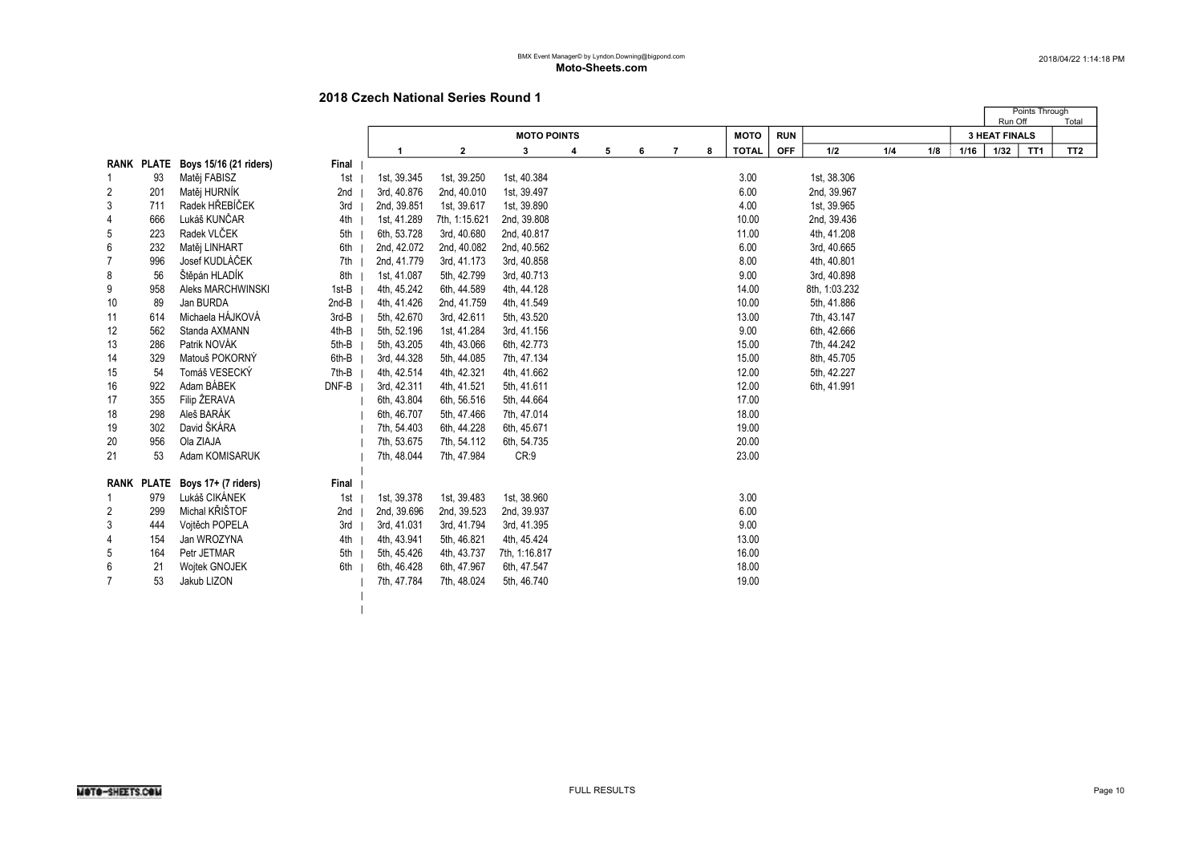BMX Event Manager© by Lyndon.Downing@bigpond.com

**Moto-Sheets.com**

2018/04/22 1:14:18 PM

## 2018 Czech National Series Round 1

| RANK | PLATE | Boys 15/16 (21 riders) | Final | MOTO POINTS 1 | 2 | 3 | 4 | 5 | 6 | 7 | 8 | MOTO TOTAL | RUN OFF | 1/2 | 1/4 | 1/8 | 1/16 | 1/32 | TT1 | TT2 |
|---|---|---|---|---|---|---|---|---|---|---|---|---|---|---|---|---|---|---|---|---|
| 1 | 93 | Matěj FABISZ | 1st | 1st, 39.345 | 1st, 39.250 | 1st, 40.384 | | | | | | 3.00 | | 1st, 38.306 | | | | | | |
| 2 | 201 | Matěj HURNÍK | 2nd | 3rd, 40.876 | 2nd, 40.010 | 1st, 39.497 | | | | | | 6.00 | | 2nd, 39.967 | | | | | | |
| 3 | 711 | Radek HŘEBÍČEK | 3rd | 2nd, 39.851 | 1st, 39.617 | 1st, 39.890 | | | | | | 4.00 | | 1st, 39.965 | | | | | | |
| 4 | 666 | Lukáš KUNČAR | 4th | 1st, 41.289 | 7th, 1:15.621 | 2nd, 39.808 | | | | | | 10.00 | | 2nd, 39.436 | | | | | | |
| 5 | 223 | Radek VLČEK | 5th | 6th, 53.728 | 3rd, 40.680 | 2nd, 40.817 | | | | | | 11.00 | | 4th, 41.208 | | | | | | |
| 6 | 232 | Matěj LINHART | 6th | 2nd, 42.072 | 2nd, 40.082 | 2nd, 40.562 | | | | | | 6.00 | | 3rd, 40.665 | | | | | | |
| 7 | 996 | Josef KUDLÁČEK | 7th | 2nd, 41.779 | 3rd, 41.173 | 3rd, 40.858 | | | | | | 8.00 | | 4th, 40.801 | | | | | | |
| 8 | 56 | Štěpán HLADÍK | 8th | 1st, 41.087 | 5th, 42.799 | 3rd, 40.713 | | | | | | 9.00 | | 3rd, 40.898 | | | | | | |
| 9 | 958 | Aleks MARCHWINSKI | 1st-B | 4th, 45.242 | 6th, 44.589 | 4th, 44.128 | | | | | | 14.00 | | 8th, 1:03.232 | | | | | | |
| 10 | 89 | Jan BURDA | 2nd-B | 4th, 41.426 | 2nd, 41.759 | 4th, 41.549 | | | | | | 10.00 | | 5th, 41.886 | | | | | | |
| 11 | 614 | Michaela HÁJKOVÁ | 3rd-B | 5th, 42.670 | 3rd, 42.611 | 5th, 43.520 | | | | | | 13.00 | | 7th, 43.147 | | | | | | |
| 12 | 562 | Standa AXMANN | 4th-B | 5th, 52.196 | 1st, 41.284 | 3rd, 41.156 | | | | | | 9.00 | | 6th, 42.666 | | | | | | |
| 13 | 286 | Patrik NOVÁK | 5th-B | 5th, 43.205 | 4th, 43.066 | 6th, 42.773 | | | | | | 15.00 | | 7th, 44.242 | | | | | | |
| 14 | 329 | Matouš POKORNÝ | 6th-B | 3rd, 44.328 | 5th, 44.085 | 7th, 47.134 | | | | | | 15.00 | | 8th, 45.705 | | | | | | |
| 15 | 54 | Tomáš VESECKÝ | 7th-B | 4th, 42.514 | 4th, 42.321 | 4th, 41.662 | | | | | | 12.00 | | 5th, 42.227 | | | | | | |
| 16 | 922 | Adam BÁBEK | DNF-B | 3rd, 42.311 | 4th, 41.521 | 5th, 41.611 | | | | | | 12.00 | | 6th, 41.991 | | | | | | |
| 17 | 355 | Filip ŽERAVA | | 6th, 43.804 | 6th, 56.516 | 5th, 44.664 | | | | | | 17.00 | | | | | | | | |
| 18 | 298 | Aleš BARÁK | | 6th, 46.707 | 5th, 47.466 | 7th, 47.014 | | | | | | 18.00 | | | | | | | | |
| 19 | 302 | David ŠKÁRA | | 7th, 54.403 | 6th, 44.228 | 6th, 45.671 | | | | | | 19.00 | | | | | | | | |
| 20 | 956 | Ola ZIAJA | | 7th, 53.675 | 7th, 54.112 | 6th, 54.735 | | | | | | 20.00 | | | | | | | | |
| 21 | 53 | Adam KOMISARUK | | 7th, 48.044 | 7th, 47.984 | CR:9 | | | | | | 23.00 | | | | | | | | |

| RANK | PLATE | Boys 17+ (7 riders) | Final | MOTO POINTS 1 | 2 | 3 | 4 | 5 | 6 | 7 | 8 | MOTO TOTAL | RUN OFF | 1/2 | 1/4 | 1/8 | 1/16 | 1/32 | TT1 | TT2 |
|---|---|---|---|---|---|---|---|---|---|---|---|---|---|---|---|---|---|---|---|---|
| 1 | 979 | Lukáš CIKÁNEK | 1st | 1st, 39.378 | 1st, 39.483 | 1st, 38.960 | | | | | | 3.00 | | | | | | | | |
| 2 | 299 | Michal KŘIŠTOF | 2nd | 2nd, 39.696 | 2nd, 39.523 | 2nd, 39.937 | | | | | | 6.00 | | | | | | | | |
| 3 | 444 | Vojtěch POPELA | 3rd | 3rd, 41.031 | 3rd, 41.794 | 3rd, 41.395 | | | | | | 9.00 | | | | | | | | |
| 4 | 154 | Jan WROZYNA | 4th | 4th, 43.941 | 5th, 46.821 | 4th, 45.424 | | | | | | 13.00 | | | | | | | | |
| 5 | 164 | Petr JETMAR | 5th | 5th, 45.426 | 4th, 43.737 | 7th, 1:16.817 | | | | | | 16.00 | | | | | | | | |
| 6 | 21 | Wojtek GNOJEK | 6th | 6th, 46.428 | 6th, 47.967 | 6th, 47.547 | | | | | | 18.00 | | | | | | | | |
| 7 | 53 | Jakub LIZON | | 7th, 47.784 | 7th, 48.024 | 5th, 46.740 | | | | | | 19.00 | | | | | | | | |

FULL RESULTS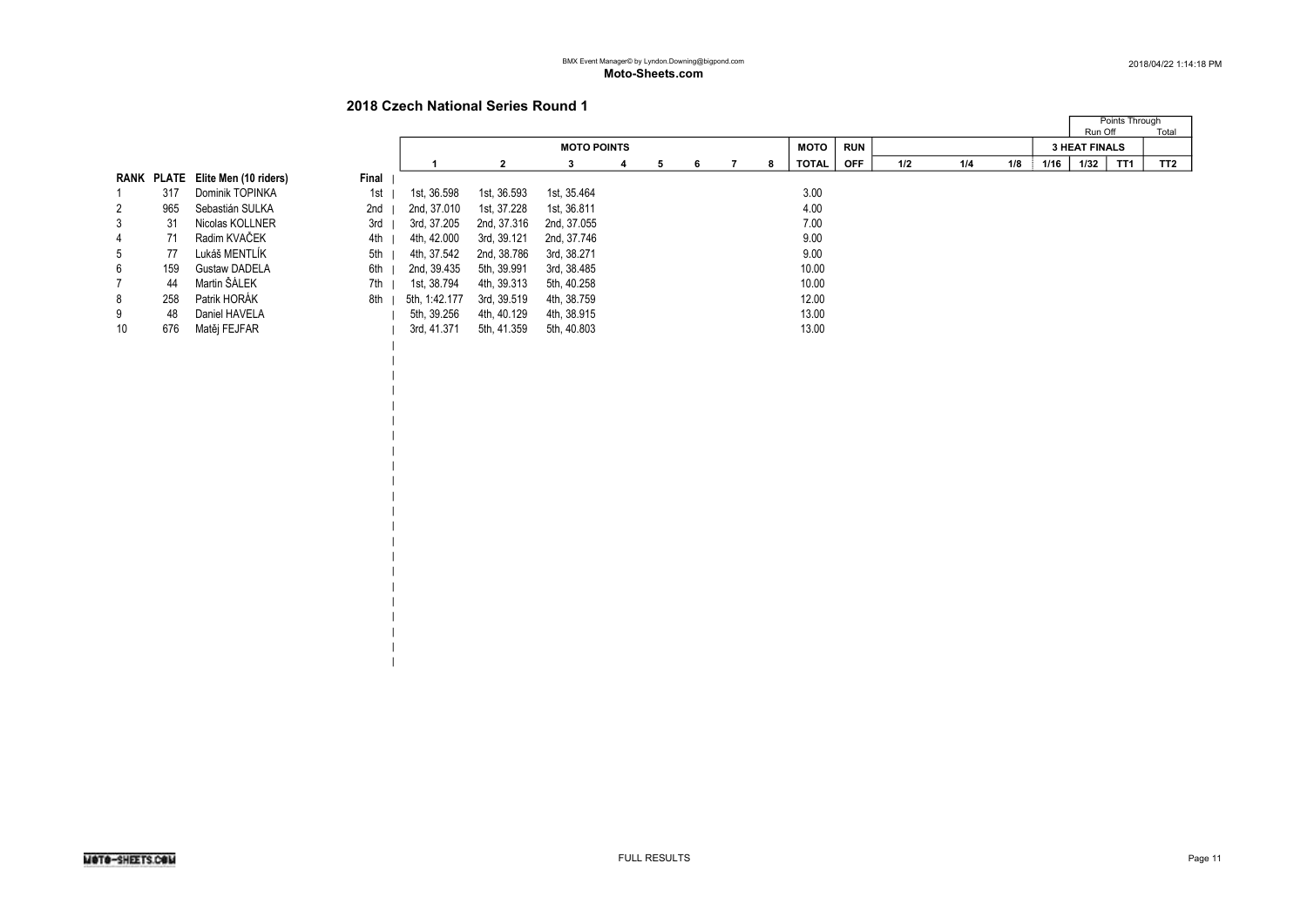## 2018 Czech National Series Round 1

| RANK | PLATE | Elite Men (10 riders) | Final | MOTO POINTS 1 | 2 | 3 | 4 | 5 | 6 | 7 | 8 | MOTO TOTAL | RUN OFF | 1/2 | 1/4 | 1/8 | 1/16 | 1/32 | TT1 | TT2 |
|---|---|---|---|---|---|---|---|---|---|---|---|---|---|---|---|---|---|---|---|---|
| 1 | 317 | Dominik TOPINKA | 1st | 1st, 36.598 | 1st, 36.593 | 1st, 35.464 | | | | | | 3.00 | | | | | | | | |
| 2 | 965 | Sebastián SULKA | 2nd | 2nd, 37.010 | 1st, 37.228 | 1st, 36.811 | | | | | | 4.00 | | | | | | | | |
| 3 | 31 | Nicolas KOLLNER | 3rd | 3rd, 37.205 | 2nd, 37.316 | 2nd, 37.055 | | | | | | 7.00 | | | | | | | | |
| 4 | 71 | Radim KVAČEK | 4th | 4th, 42.000 | 3rd, 39.121 | 2nd, 37.746 | | | | | | 9.00 | | | | | | | | |
| 5 | 77 | Lukáš MENTLÍK | 5th | 4th, 37.542 | 2nd, 38.786 | 3rd, 38.271 | | | | | | 9.00 | | | | | | | | |
| 6 | 159 | Gustaw DADELA | 6th | 2nd, 39.435 | 5th, 39.991 | 3rd, 38.485 | | | | | | 10.00 | | | | | | | | |
| 7 | 44 | Martin ŠÁLEK | 7th | 1st, 38.794 | 4th, 39.313 | 5th, 40.258 | | | | | | 10.00 | | | | | | | | |
| 8 | 258 | Patrik HORÁK | 8th | 5th, 1:42.177 | 3rd, 39.519 | 4th, 38.759 | | | | | | 12.00 | | | | | | | | |
| 9 | 48 | Daniel HAVELA | | 5th, 39.256 | 4th, 40.129 | 4th, 38.915 | | | | | | 13.00 | | | | | | | | |
| 10 | 676 | Matěj FEJFAR | | 3rd, 41.371 | 5th, 41.359 | 5th, 40.803 | | | | | | 13.00 | | | | | | | | |

FULL RESULTS